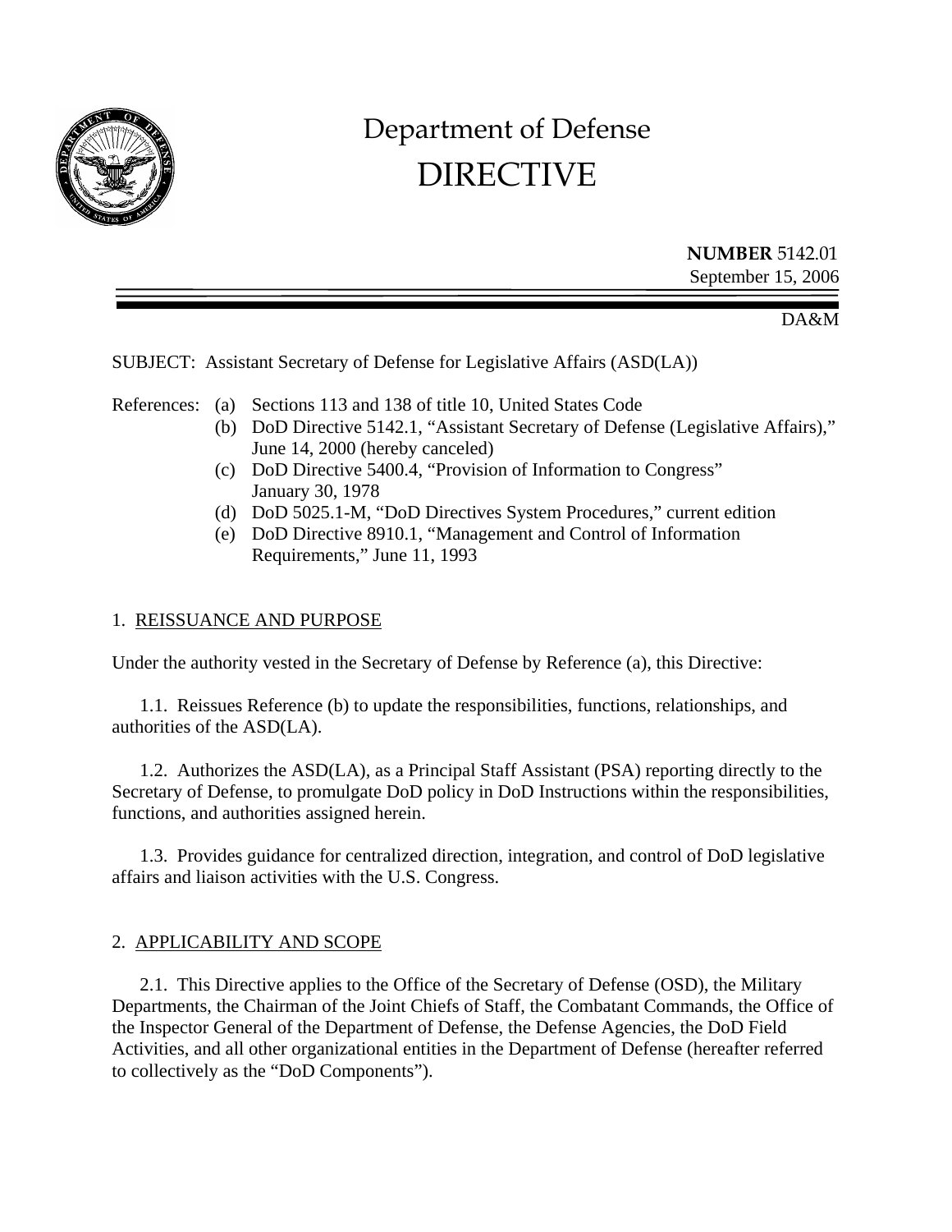# Department of Defense
# DIRECTIVE

**NUMBER** 5142.01
September 15, 2006

DA&M

SUBJECT: Assistant Secretary of Defense for Legislative Affairs (ASD(LA))

References:
- (a) Sections 113 and 138 of title 10, United States Code
- (b) DoD Directive 5142.1, "Assistant Secretary of Defense (Legislative Affairs)," June 14, 2000 (hereby canceled)
- (c) DoD Directive 5400.4, "Provision of Information to Congress" January 30, 1978
- (d) DoD 5025.1-M, "DoD Directives System Procedures," current edition
- (e) DoD Directive 8910.1, "Management and Control of Information Requirements," June 11, 1993

## 1. REISSUANCE AND PURPOSE

Under the authority vested in the Secretary of Defense by Reference (a), this Directive:

1.1. Reissues Reference (b) to update the responsibilities, functions, relationships, and authorities of the ASD(LA).

1.2. Authorizes the ASD(LA), as a Principal Staff Assistant (PSA) reporting directly to the Secretary of Defense, to promulgate DoD policy in DoD Instructions within the responsibilities, functions, and authorities assigned herein.

1.3. Provides guidance for centralized direction, integration, and control of DoD legislative affairs and liaison activities with the U.S. Congress.

## 2. APPLICABILITY AND SCOPE

2.1. This Directive applies to the Office of the Secretary of Defense (OSD), the Military Departments, the Chairman of the Joint Chiefs of Staff, the Combatant Commands, the Office of the Inspector General of the Department of Defense, the Defense Agencies, the DoD Field Activities, and all other organizational entities in the Department of Defense (hereafter referred to collectively as the "DoD Components").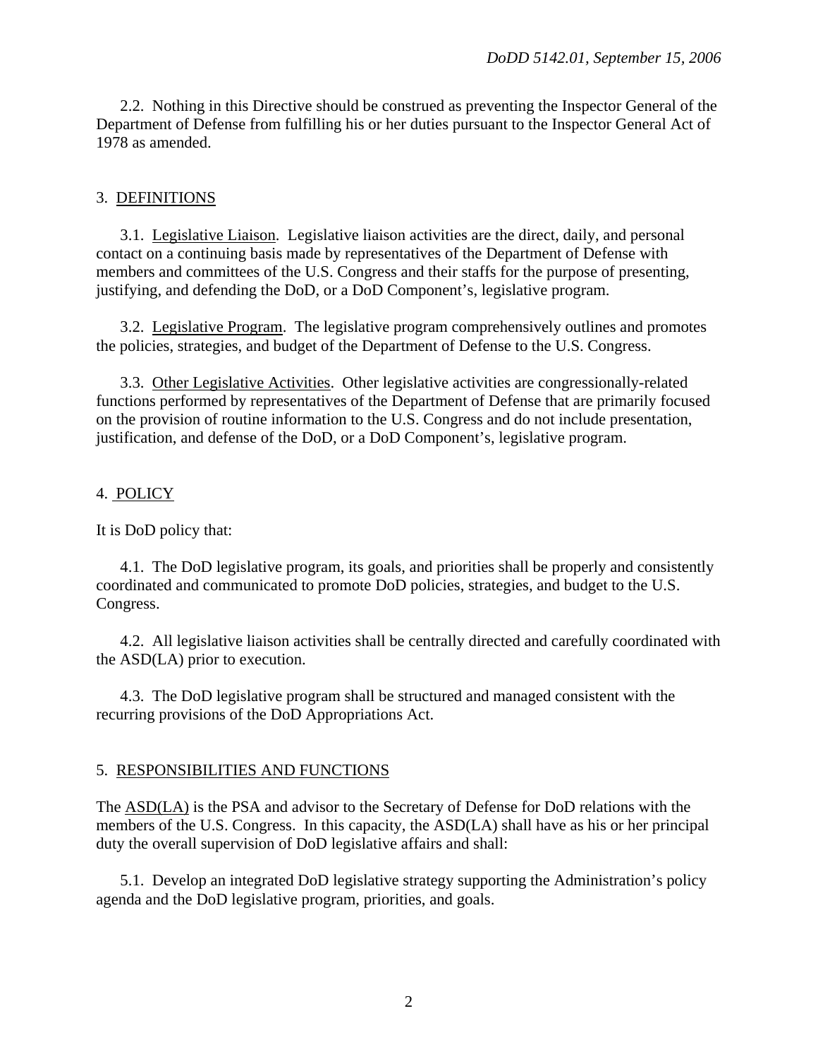2.2. Nothing in this Directive should be construed as preventing the Inspector General of the Department of Defense from fulfilling his or her duties pursuant to the Inspector General Act of 1978 as amended.

## 3. DEFINITIONS

3.1. Legislative Liaison. Legislative liaison activities are the direct, daily, and personal contact on a continuing basis made by representatives of the Department of Defense with members and committees of the U.S. Congress and their staffs for the purpose of presenting, justifying, and defending the DoD, or a DoD Component's, legislative program.

3.2. Legislative Program. The legislative program comprehensively outlines and promotes the policies, strategies, and budget of the Department of Defense to the U.S. Congress.

3.3. Other Legislative Activities. Other legislative activities are congressionally-related functions performed by representatives of the Department of Defense that are primarily focused on the provision of routine information to the U.S. Congress and do not include presentation, justification, and defense of the DoD, or a DoD Component's, legislative program.

## 4. POLICY

It is DoD policy that:

4.1. The DoD legislative program, its goals, and priorities shall be properly and consistently coordinated and communicated to promote DoD policies, strategies, and budget to the U.S. Congress.

4.2. All legislative liaison activities shall be centrally directed and carefully coordinated with the ASD(LA) prior to execution.

4.3. The DoD legislative program shall be structured and managed consistent with the recurring provisions of the DoD Appropriations Act.

## 5. RESPONSIBILITIES AND FUNCTIONS

The ASD(LA) is the PSA and advisor to the Secretary of Defense for DoD relations with the members of the U.S. Congress. In this capacity, the ASD(LA) shall have as his or her principal duty the overall supervision of DoD legislative affairs and shall:

5.1. Develop an integrated DoD legislative strategy supporting the Administration's policy agenda and the DoD legislative program, priorities, and goals.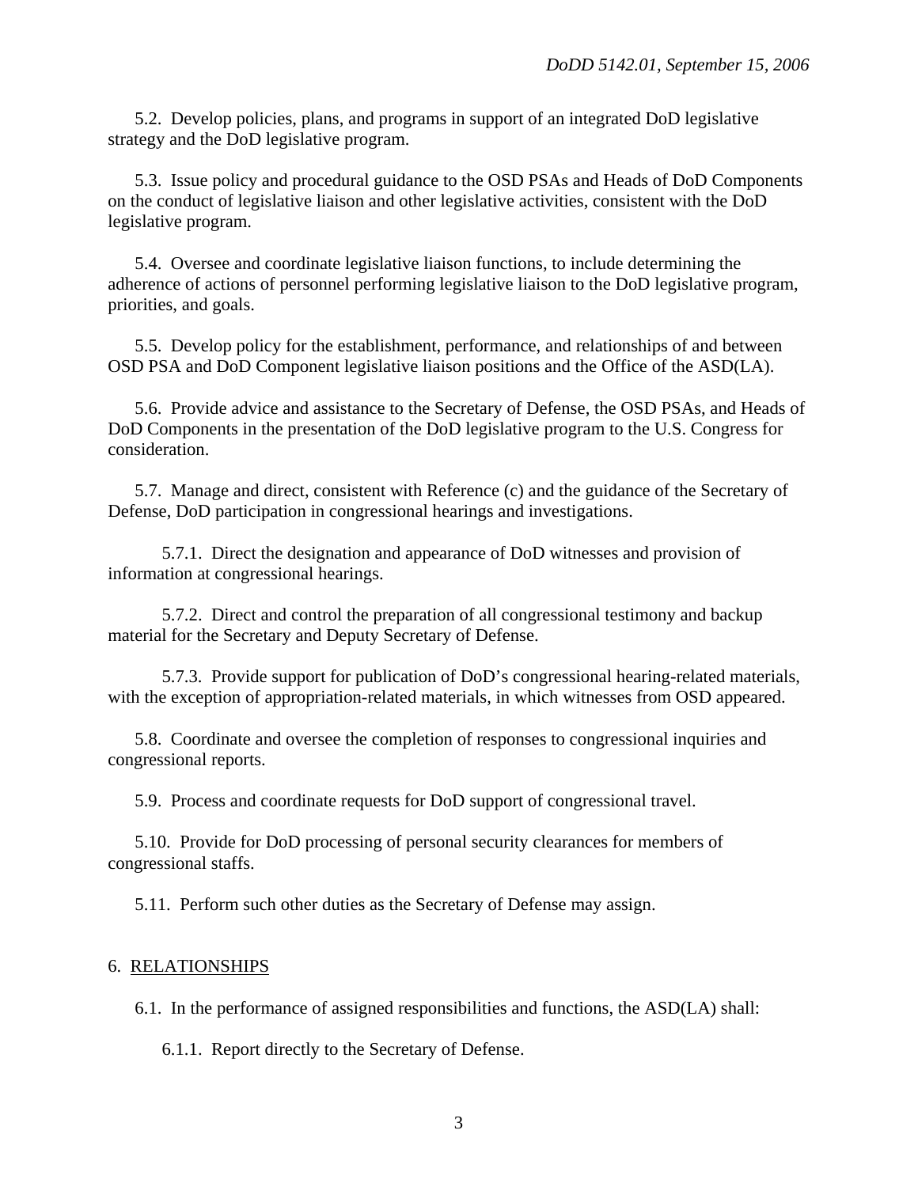5.2. Develop policies, plans, and programs in support of an integrated DoD legislative strategy and the DoD legislative program.

5.3. Issue policy and procedural guidance to the OSD PSAs and Heads of DoD Components on the conduct of legislative liaison and other legislative activities, consistent with the DoD legislative program.

5.4. Oversee and coordinate legislative liaison functions, to include determining the adherence of actions of personnel performing legislative liaison to the DoD legislative program, priorities, and goals.

5.5. Develop policy for the establishment, performance, and relationships of and between OSD PSA and DoD Component legislative liaison positions and the Office of the ASD(LA).

5.6. Provide advice and assistance to the Secretary of Defense, the OSD PSAs, and Heads of DoD Components in the presentation of the DoD legislative program to the U.S. Congress for consideration.

5.7. Manage and direct, consistent with Reference (c) and the guidance of the Secretary of Defense, DoD participation in congressional hearings and investigations.

5.7.1. Direct the designation and appearance of DoD witnesses and provision of information at congressional hearings.

5.7.2. Direct and control the preparation of all congressional testimony and backup material for the Secretary and Deputy Secretary of Defense.

5.7.3. Provide support for publication of DoD's congressional hearing-related materials, with the exception of appropriation-related materials, in which witnesses from OSD appeared.

5.8. Coordinate and oversee the completion of responses to congressional inquiries and congressional reports.

5.9. Process and coordinate requests for DoD support of congressional travel.

5.10. Provide for DoD processing of personal security clearances for members of congressional staffs.

5.11. Perform such other duties as the Secretary of Defense may assign.

## 6. RELATIONSHIPS

6.1. In the performance of assigned responsibilities and functions, the ASD(LA) shall:

6.1.1. Report directly to the Secretary of Defense.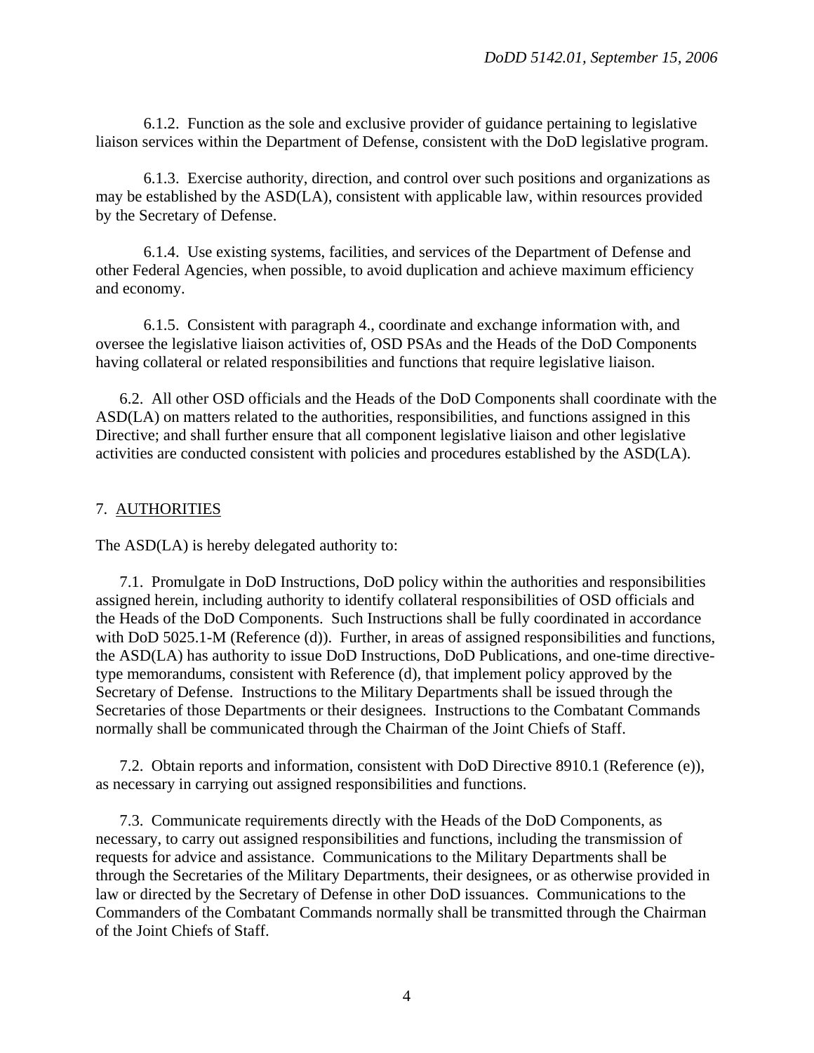6.1.2. Function as the sole and exclusive provider of guidance pertaining to legislative liaison services within the Department of Defense, consistent with the DoD legislative program.

6.1.3. Exercise authority, direction, and control over such positions and organizations as may be established by the ASD(LA), consistent with applicable law, within resources provided by the Secretary of Defense.

6.1.4. Use existing systems, facilities, and services of the Department of Defense and other Federal Agencies, when possible, to avoid duplication and achieve maximum efficiency and economy.

6.1.5. Consistent with paragraph 4., coordinate and exchange information with, and oversee the legislative liaison activities of, OSD PSAs and the Heads of the DoD Components having collateral or related responsibilities and functions that require legislative liaison.

6.2. All other OSD officials and the Heads of the DoD Components shall coordinate with the ASD(LA) on matters related to the authorities, responsibilities, and functions assigned in this Directive; and shall further ensure that all component legislative liaison and other legislative activities are conducted consistent with policies and procedures established by the ASD(LA).

## 7. AUTHORITIES

The ASD(LA) is hereby delegated authority to:

7.1. Promulgate in DoD Instructions, DoD policy within the authorities and responsibilities assigned herein, including authority to identify collateral responsibilities of OSD officials and the Heads of the DoD Components. Such Instructions shall be fully coordinated in accordance with DoD 5025.1-M (Reference (d)). Further, in areas of assigned responsibilities and functions, the ASD(LA) has authority to issue DoD Instructions, DoD Publications, and one-time directive-type memorandums, consistent with Reference (d), that implement policy approved by the Secretary of Defense. Instructions to the Military Departments shall be issued through the Secretaries of those Departments or their designees. Instructions to the Combatant Commands normally shall be communicated through the Chairman of the Joint Chiefs of Staff.

7.2. Obtain reports and information, consistent with DoD Directive 8910.1 (Reference (e)), as necessary in carrying out assigned responsibilities and functions.

7.3. Communicate requirements directly with the Heads of the DoD Components, as necessary, to carry out assigned responsibilities and functions, including the transmission of requests for advice and assistance. Communications to the Military Departments shall be through the Secretaries of the Military Departments, their designees, or as otherwise provided in law or directed by the Secretary of Defense in other DoD issuances. Communications to the Commanders of the Combatant Commands normally shall be transmitted through the Chairman of the Joint Chiefs of Staff.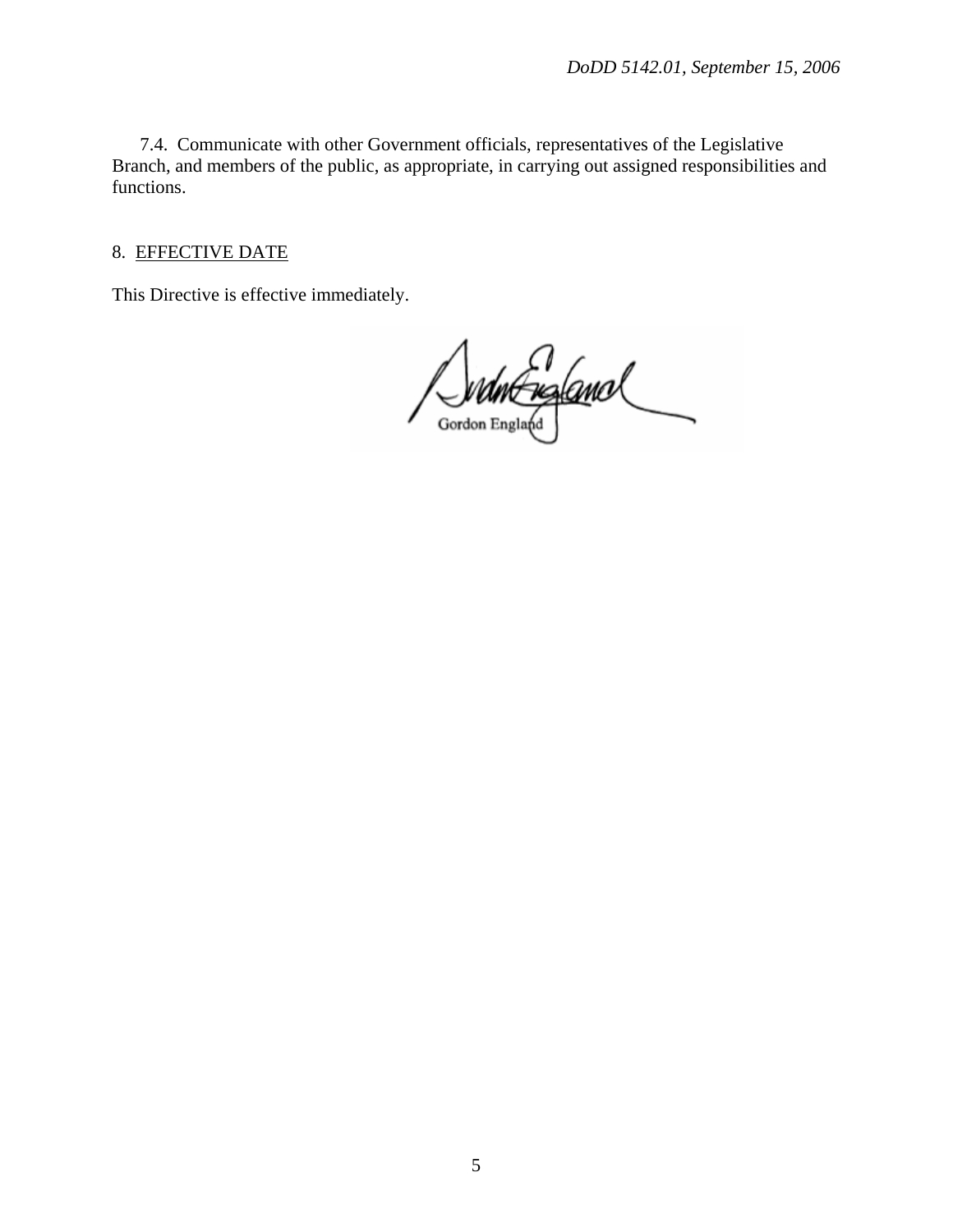7.4. Communicate with other Government officials, representatives of the Legislative Branch, and members of the public, as appropriate, in carrying out assigned responsibilities and functions.

8. EFFECTIVE DATE

This Directive is effective immediately.

Gordon England